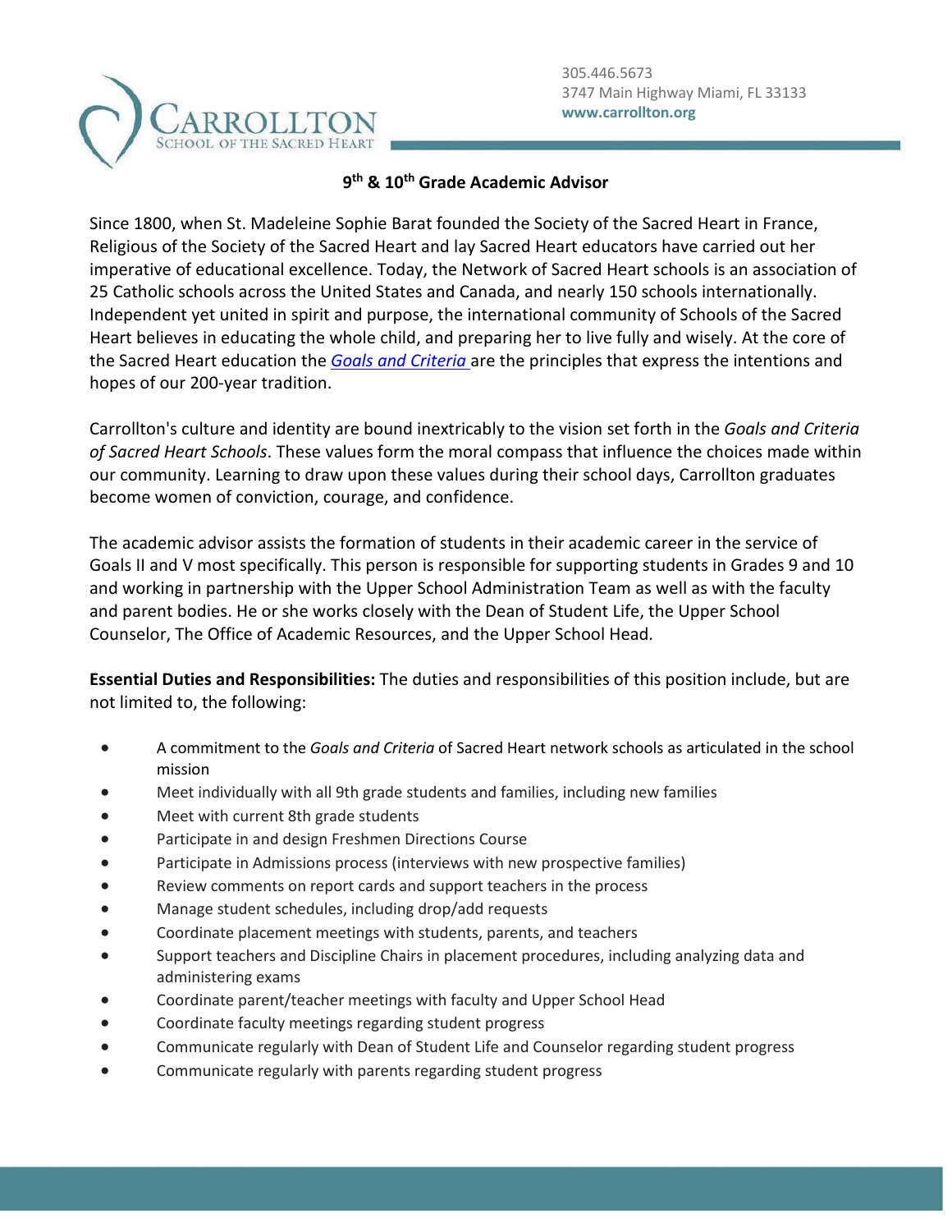305.446.5673
3747 Main Highway Miami, FL 33133
**www.carrollton.org**

## 9th & 10th Grade Academic Advisor

Since 1800, when St. Madeleine Sophie Barat founded the Society of the Sacred Heart in France, Religious of the Society of the Sacred Heart and lay Sacred Heart educators have carried out her imperative of educational excellence. Today, the Network of Sacred Heart schools is an association of 25 Catholic schools across the United States and Canada, and nearly 150 schools internationally. Independent yet united in spirit and purpose, the international community of Schools of the Sacred Heart believes in educating the whole child, and preparing her to live fully and wisely. At the core of the Sacred Heart education the *Goals and Criteria* are the principles that express the intentions and hopes of our 200-year tradition.

Carrollton's culture and identity are bound inextricably to the vision set forth in the *Goals and Criteria of Sacred Heart Schools*. These values form the moral compass that influence the choices made within our community. Learning to draw upon these values during their school days, Carrollton graduates become women of conviction, courage, and confidence.

The academic advisor assists the formation of students in their academic career in the service of Goals II and V most specifically. This person is responsible for supporting students in Grades 9 and 10 and working in partnership with the Upper School Administration Team as well as with the faculty and parent bodies. He or she works closely with the Dean of Student Life, the Upper School Counselor, The Office of Academic Resources, and the Upper School Head.

**Essential Duties and Responsibilities:** The duties and responsibilities of this position include, but are not limited to, the following:

- A commitment to the *Goals and Criteria* of Sacred Heart network schools as articulated in the school mission
- Meet individually with all 9th grade students and families, including new families
- Meet with current 8th grade students
- Participate in and design Freshmen Directions Course
- Participate in Admissions process (interviews with new prospective families)
- Review comments on report cards and support teachers in the process
- Manage student schedules, including drop/add requests
- Coordinate placement meetings with students, parents, and teachers
- Support teachers and Discipline Chairs in placement procedures, including analyzing data and administering exams
- Coordinate parent/teacher meetings with faculty and Upper School Head
- Coordinate faculty meetings regarding student progress
- Communicate regularly with Dean of Student Life and Counselor regarding student progress
- Communicate regularly with parents regarding student progress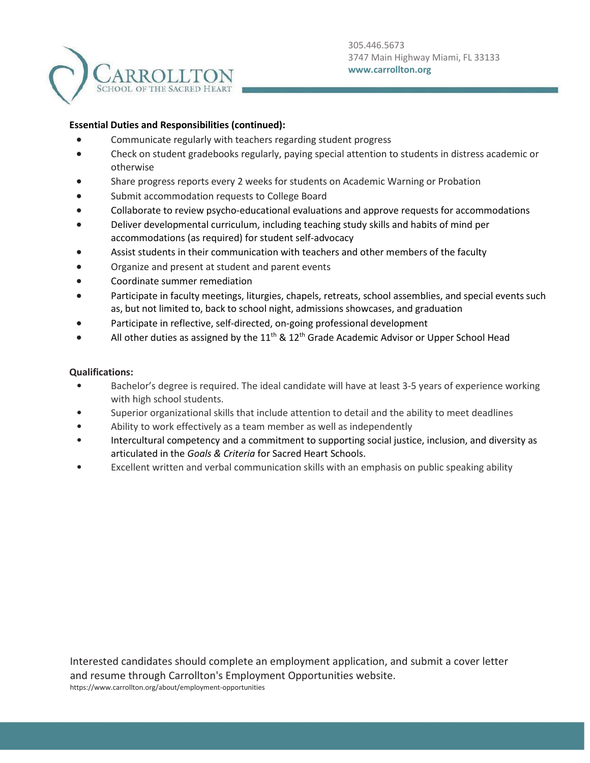**Essential Duties and Responsibilities (continued):**

- Communicate regularly with teachers regarding student progress
- Check on student gradebooks regularly, paying special attention to students in distress academic or otherwise
- Share progress reports every 2 weeks for students on Academic Warning or Probation
- Submit accommodation requests to College Board
- Collaborate to review psycho-educational evaluations and approve requests for accommodations
- Deliver developmental curriculum, including teaching study skills and habits of mind per accommodations (as required) for student self-advocacy
- Assist students in their communication with teachers and other members of the faculty
- Organize and present at student and parent events
- Coordinate summer remediation
- Participate in faculty meetings, liturgies, chapels, retreats, school assemblies, and special events such as, but not limited to, back to school night, admissions showcases, and graduation
- Participate in reflective, self-directed, on-going professional development
- All other duties as assigned by the 11th & 12th Grade Academic Advisor or Upper School Head

**Qualifications:**

- Bachelor's degree is required. The ideal candidate will have at least 3-5 years of experience working with high school students.
- Superior organizational skills that include attention to detail and the ability to meet deadlines
- Ability to work effectively as a team member as well as independently
- Intercultural competency and a commitment to supporting social justice, inclusion, and diversity as articulated in the *Goals & Criteria* for Sacred Heart Schools.
- Excellent written and verbal communication skills with an emphasis on public speaking ability

Interested candidates should complete an employment application, and submit a cover letter and resume through Carrollton's Employment Opportunities website.
https://www.carrollton.org/about/employment-opportunities